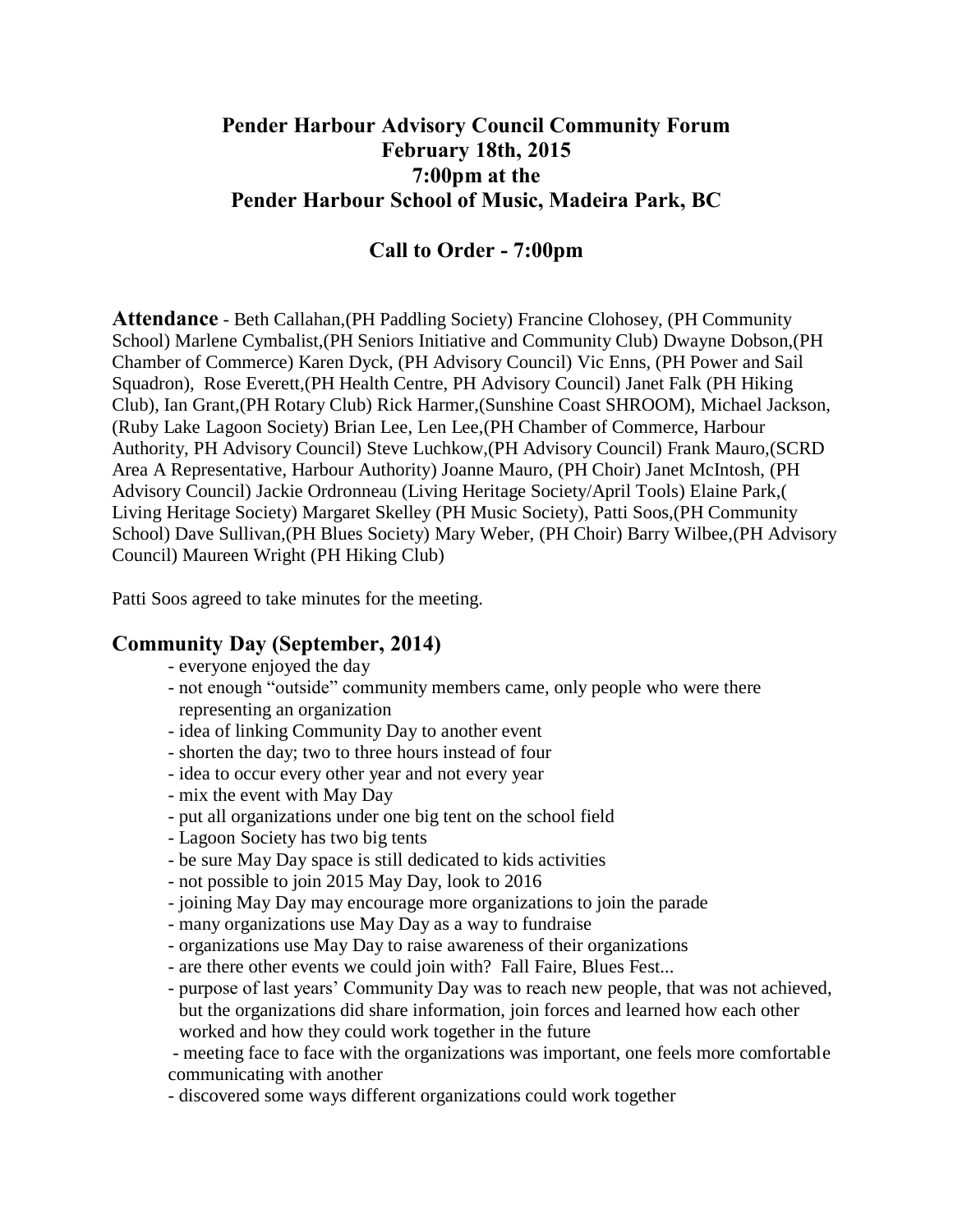# Pender Harbour Advisory Council Community Forum
# February 18th, 2015
# 7:00pm at the
# Pender Harbour School of Music, Madeira Park, BC

## Call to Order - 7:00pm

**Attendance** - Beth Callahan,(PH Paddling Society) Francine Clohosey, (PH Community School) Marlene Cymbalist,(PH Seniors Initiative and Community Club) Dwayne Dobson,(PH Chamber of Commerce) Karen Dyck, (PH Advisory Council) Vic Enns, (PH Power and Sail Squadron), Rose Everett,(PH Health Centre, PH Advisory Council) Janet Falk (PH Hiking Club), Ian Grant,(PH Rotary Club) Rick Harmer,(Sunshine Coast SHROOM), Michael Jackson, (Ruby Lake Lagoon Society) Brian Lee, Len Lee,(PH Chamber of Commerce, Harbour Authority, PH Advisory Council) Steve Luchkow,(PH Advisory Council) Frank Mauro,(SCRD Area A Representative, Harbour Authority) Joanne Mauro, (PH Choir) Janet McIntosh, (PH Advisory Council) Jackie Ordronneau (Living Heritage Society/April Tools) Elaine Park,( Living Heritage Society) Margaret Skelley (PH Music Society), Patti Soos,(PH Community School) Dave Sullivan,(PH Blues Society) Mary Weber, (PH Choir) Barry Wilbee,(PH Advisory Council) Maureen Wright (PH Hiking Club)

Patti Soos agreed to take minutes for the meeting.

### Community Day (September, 2014)

- everyone enjoyed the day
- not enough "outside" community members came, only people who were there representing an organization
- idea of linking Community Day to another event
- shorten the day; two to three hours instead of four
- idea to occur every other year and not every year
- mix the event with May Day
- put all organizations under one big tent on the school field
- Lagoon Society has two big tents
- be sure May Day space is still dedicated to kids activities
- not possible to join 2015 May Day, look to 2016
- joining May Day may encourage more organizations to join the parade
- many organizations use May Day as a way to fundraise
- organizations use May Day to raise awareness of their organizations
- are there other events we could join with? Fall Faire, Blues Fest...
- purpose of last years' Community Day was to reach new people, that was not achieved, but the organizations did share information, join forces and learned how each other worked and how they could work together in the future
- meeting face to face with the organizations was important, one feels more comfortable communicating with another
- discovered some ways different organizations could work together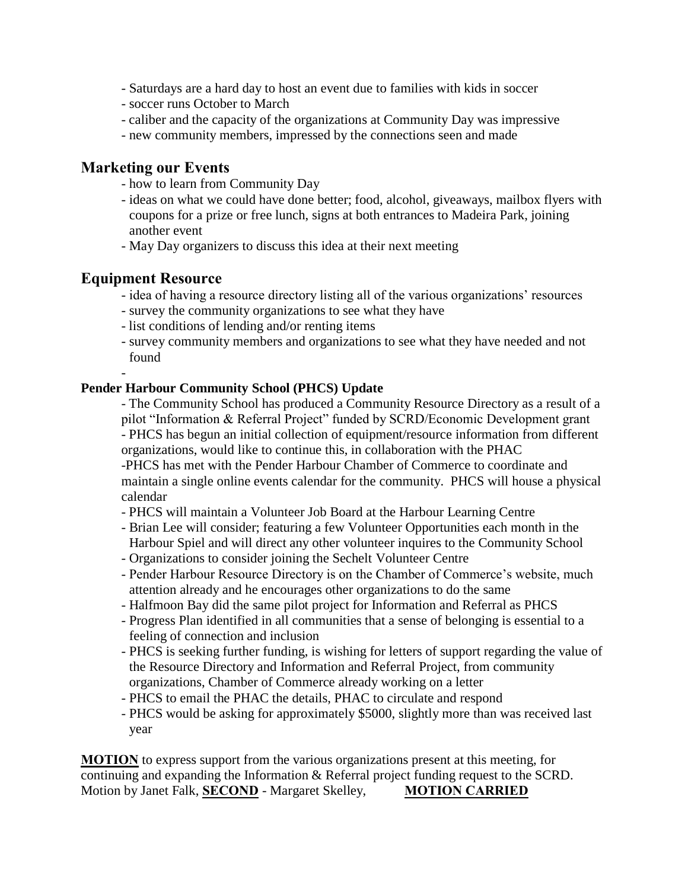- Saturdays are a hard day to host an event due to families with kids in soccer
- soccer runs October to March
- caliber and the capacity of the organizations at Community Day was impressive
- new community members, impressed by the connections seen and made

## Marketing our Events

- how to learn from Community Day
- ideas on what we could have done better; food, alcohol, giveaways, mailbox flyers with coupons for a prize or free lunch, signs at both entrances to Madeira Park, joining another event
- May Day organizers to discuss this idea at their next meeting

## Equipment Resource

- idea of having a resource directory listing all of the various organizations' resources
- survey the community organizations to see what they have
- list conditions of lending and/or renting items
- survey community members and organizations to see what they have needed and not found

-

**Pender Harbour Community School (PHCS) Update**

- The Community School has produced a Community Resource Directory as a result of a pilot "Information & Referral Project" funded by SCRD/Economic Development grant
- PHCS has begun an initial collection of equipment/resource information from different organizations, would like to continue this, in collaboration with the PHAC
- PHCS has met with the Pender Harbour Chamber of Commerce to coordinate and maintain a single online events calendar for the community. PHCS will house a physical calendar
- PHCS will maintain a Volunteer Job Board at the Harbour Learning Centre
- Brian Lee will consider; featuring a few Volunteer Opportunities each month in the Harbour Spiel and will direct any other volunteer inquires to the Community School
- Organizations to consider joining the Sechelt Volunteer Centre
- Pender Harbour Resource Directory is on the Chamber of Commerce's website, much attention already and he encourages other organizations to do the same
- Halfmoon Bay did the same pilot project for Information and Referral as PHCS
- Progress Plan identified in all communities that a sense of belonging is essential to a feeling of connection and inclusion
- PHCS is seeking further funding, is wishing for letters of support regarding the value of the Resource Directory and Information and Referral Project, from community organizations, Chamber of Commerce already working on a letter
- PHCS to email the PHAC the details, PHAC to circulate and respond
- PHCS would be asking for approximately $5000, slightly more than was received last year

**MOTION** to express support from the various organizations present at this meeting, for continuing and expanding the Information & Referral project funding request to the SCRD. Motion by Janet Falk, **SECOND** - Margaret Skelley, **MOTION CARRIED**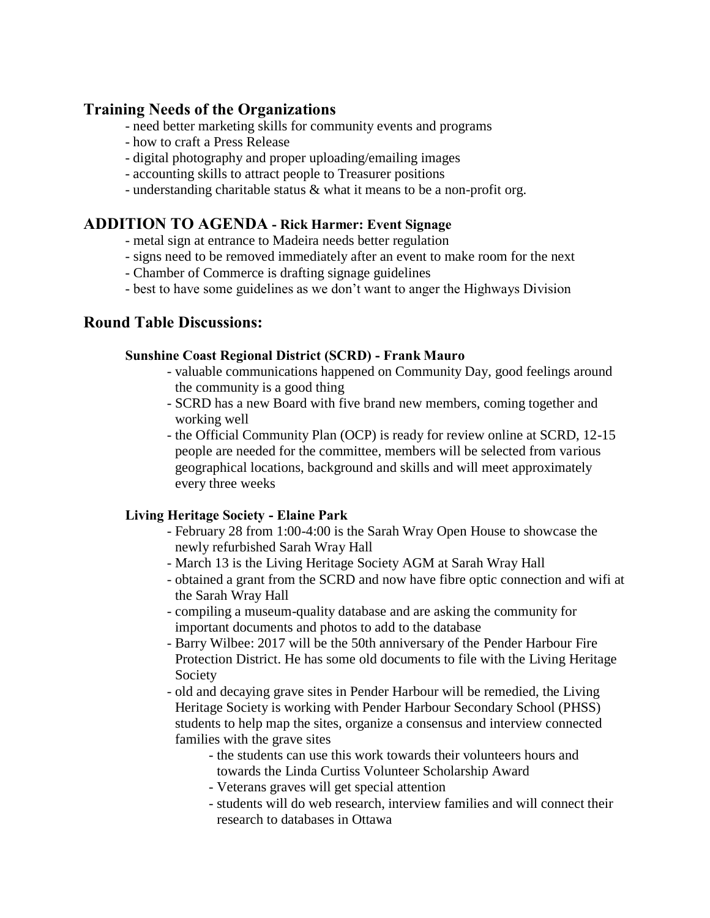## Training Needs of the Organizations

- need better marketing skills for community events and programs
- how to craft a Press Release
- digital photography and proper uploading/emailing images
- accounting skills to attract people to Treasurer positions
- understanding charitable status & what it means to be a non-profit org.

## ADDITION TO AGENDA - Rick Harmer: Event Signage

- metal sign at entrance to Madeira needs better regulation
- signs need to be removed immediately after an event to make room for the next
- Chamber of Commerce is drafting signage guidelines
- best to have some guidelines as we don't want to anger the Highways Division

## Round Table Discussions:

### Sunshine Coast Regional District (SCRD) - Frank Mauro

- valuable communications happened on Community Day, good feelings around the community is a good thing
- SCRD has a new Board with five brand new members, coming together and working well
- the Official Community Plan (OCP) is ready for review online at SCRD, 12-15 people are needed for the committee, members will be selected from various geographical locations, background and skills and will meet approximately every three weeks

### Living Heritage Society - Elaine Park

- February 28 from 1:00-4:00 is the Sarah Wray Open House to showcase the newly refurbished Sarah Wray Hall
- March 13 is the Living Heritage Society AGM at Sarah Wray Hall
- obtained a grant from the SCRD and now have fibre optic connection and wifi at the Sarah Wray Hall
- compiling a museum-quality database and are asking the community for important documents and photos to add to the database
- Barry Wilbee: 2017 will be the 50th anniversary of the Pender Harbour Fire Protection District. He has some old documents to file with the Living Heritage Society
- old and decaying grave sites in Pender Harbour will be remedied, the Living Heritage Society is working with Pender Harbour Secondary School (PHSS) students to help map the sites, organize a consensus and interview connected families with the grave sites
  - the students can use this work towards their volunteers hours and towards the Linda Curtiss Volunteer Scholarship Award
  - Veterans graves will get special attention
  - students will do web research, interview families and will connect their research to databases in Ottawa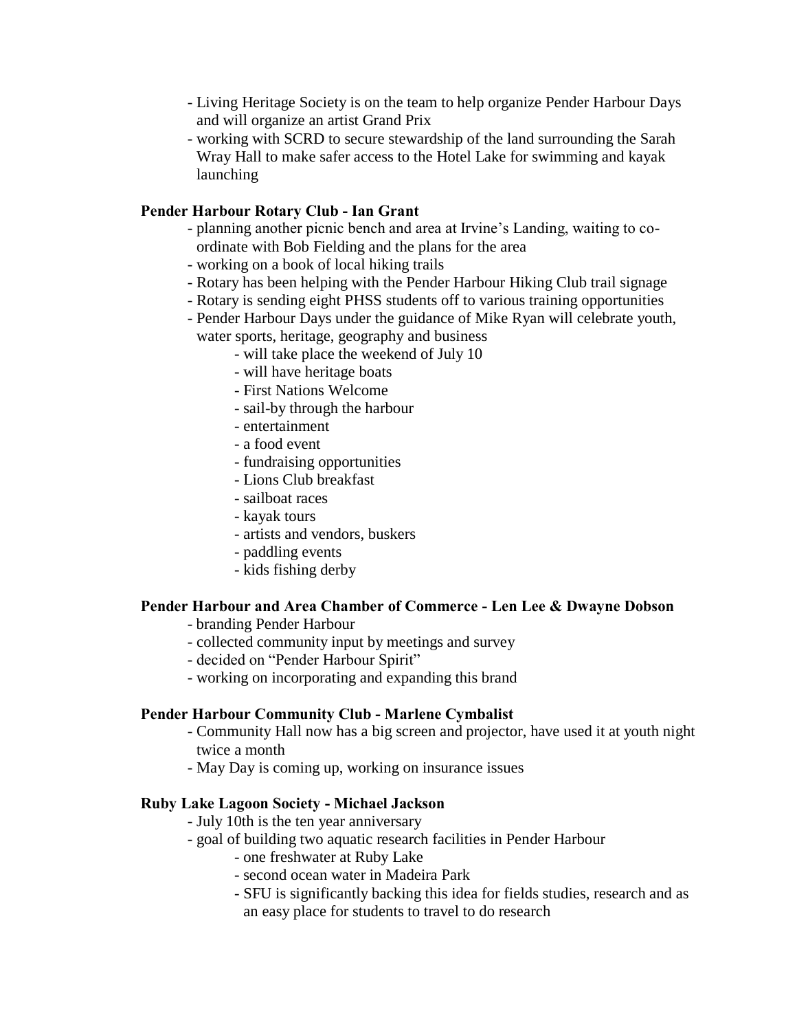- Living Heritage Society is on the team to help organize Pender Harbour Days and will organize an artist Grand Prix
- working with SCRD to secure stewardship of the land surrounding the Sarah Wray Hall to make safer access to the Hotel Lake for swimming and kayak launching

**Pender Harbour Rotary Club - Ian Grant**

- planning another picnic bench and area at Irvine's Landing, waiting to co-ordinate with Bob Fielding and the plans for the area
- working on a book of local hiking trails
- Rotary has been helping with the Pender Harbour Hiking Club trail signage
- Rotary is sending eight PHSS students off to various training opportunities
- Pender Harbour Days under the guidance of Mike Ryan will celebrate youth, water sports, heritage, geography and business
    - will take place the weekend of July 10
    - will have heritage boats
    - First Nations Welcome
    - sail-by through the harbour
    - entertainment
    - a food event
    - fundraising opportunities
    - Lions Club breakfast
    - sailboat races
    - kayak tours
    - artists and vendors, buskers
    - paddling events
    - kids fishing derby

**Pender Harbour and Area Chamber of Commerce - Len Lee & Dwayne Dobson**

- branding Pender Harbour
- collected community input by meetings and survey
- decided on "Pender Harbour Spirit"
- working on incorporating and expanding this brand

**Pender Harbour Community Club - Marlene Cymbalist**

- Community Hall now has a big screen and projector, have used it at youth night twice a month
- May Day is coming up, working on insurance issues

**Ruby Lake Lagoon Society - Michael Jackson**

- July 10th is the ten year anniversary
- goal of building two aquatic research facilities in Pender Harbour
    - one freshwater at Ruby Lake
    - second ocean water in Madeira Park
    - SFU is significantly backing this idea for fields studies, research and as an easy place for students to travel to do research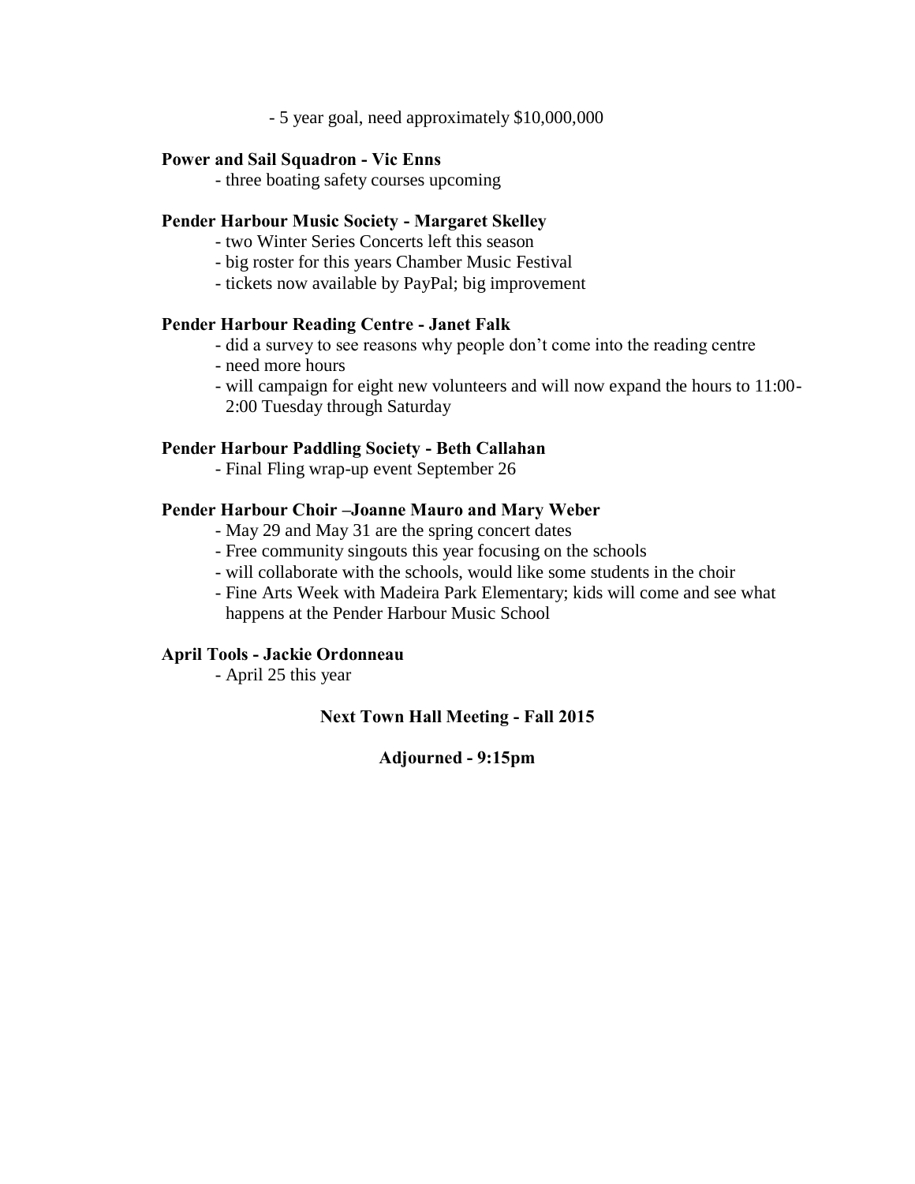- 5 year goal, need approximately $10,000,000

**Power and Sail Squadron - Vic Enns**

- three boating safety courses upcoming

**Pender Harbour Music Society - Margaret Skelley**

- two Winter Series Concerts left this season
- big roster for this years Chamber Music Festival
- tickets now available by PayPal; big improvement

**Pender Harbour Reading Centre - Janet Falk**

- did a survey to see reasons why people don't come into the reading centre
- need more hours
- will campaign for eight new volunteers and will now expand the hours to 11:00-2:00 Tuesday through Saturday

**Pender Harbour Paddling Society - Beth Callahan**

- Final Fling wrap-up event September 26

**Pender Harbour Choir –Joanne Mauro and Mary Weber**

- May 29 and May 31 are the spring concert dates
- Free community singouts this year focusing on the schools
- will collaborate with the schools, would like some students in the choir
- Fine Arts Week with Madeira Park Elementary; kids will come and see what happens at the Pender Harbour Music School

**April Tools - Jackie Ordonneau**

- April 25 this year

**Next Town Hall Meeting - Fall 2015**

**Adjourned - 9:15pm**